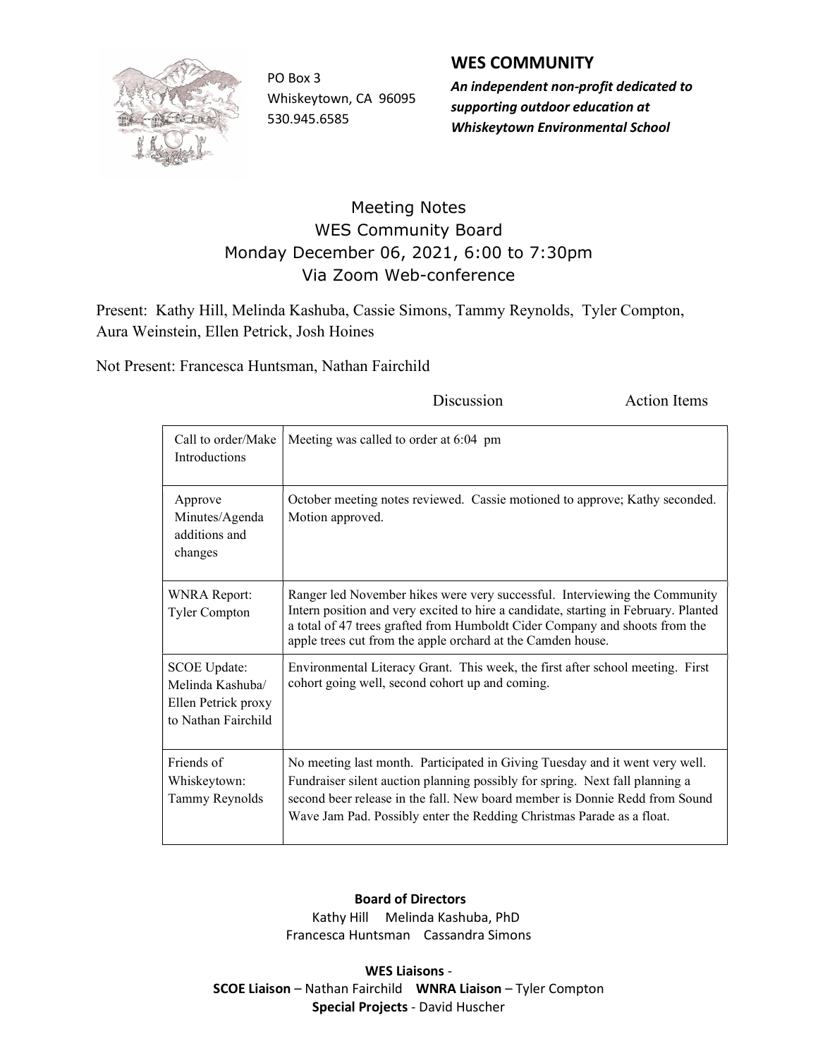PO Box 3
Whiskeytown, CA 96095
530.945.6585

## WES COMMUNITY

***An independent non-profit dedicated to supporting outdoor education at Whiskeytown Environmental School***

# Meeting Notes
## WES Community Board
## Monday December 06, 2021, 6:00 to 7:30pm
## Via Zoom Web-conference

Present: Kathy Hill, Melinda Kashuba, Cassie Simons, Tammy Reynolds, Tyler Compton, Aura Weinstein, Ellen Petrick, Josh Hoines

Not Present: Francesca Huntsman, Nathan Fairchild

| | Discussion | Action Items |
|---|---|---|
| Call to order/Make Introductions | Meeting was called to order at 6:04 pm | |
| Approve Minutes/Agenda additions and changes | October meeting notes reviewed. Cassie motioned to approve; Kathy seconded. Motion approved. | |
| WNRA Report: Tyler Compton | Ranger led November hikes were very successful. Interviewing the Community Intern position and very excited to hire a candidate, starting in February. Planted a total of 47 trees grafted from Humboldt Cider Company and shoots from the apple trees cut from the apple orchard at the Camden house. | |
| SCOE Update: Melinda Kashuba/ Ellen Petrick proxy to Nathan Fairchild | Environmental Literacy Grant. This week, the first after school meeting. First cohort going well, second cohort up and coming. | |
| Friends of Whiskeytown: Tammy Reynolds | No meeting last month. Participated in Giving Tuesday and it went very well. Fundraiser silent auction planning possibly for spring. Next fall planning a second beer release in the fall. New board member is Donnie Redd from Sound Wave Jam Pad. Possibly enter the Redding Christmas Parade as a float. | |

**Board of Directors**
Kathy Hill Melinda Kashuba, PhD
Francesca Huntsman Cassandra Simons

**WES Liaisons** -
**SCOE Liaison** – Nathan Fairchild **WNRA Liaison** – Tyler Compton
**Special Projects** - David Huscher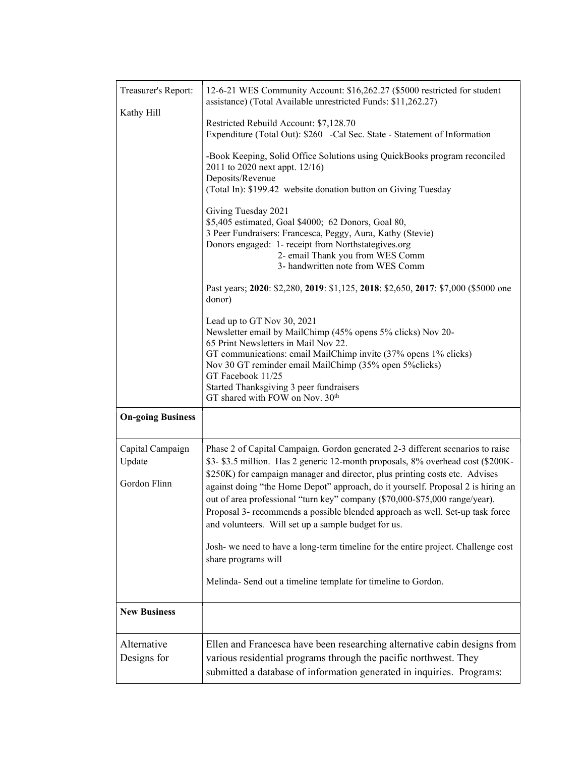| | |
|---|---|
| Treasurer's Report:<br><br>Kathy Hill | 12-6-21 WES Community Account: $16,262.27 ($5000 restricted for student assistance) (Total Available unrestricted Funds: $11,262.27)<br><br>Restricted Rebuild Account: $7,128.70<br>Expenditure (Total Out): $260 -Cal Sec. State - Statement of Information<br><br>-Book Keeping, Solid Office Solutions using QuickBooks program reconciled 2011 to 2020 next appt. 12/16)<br>Deposits/Revenue<br>(Total In): $199.42 website donation button on Giving Tuesday<br><br>Giving Tuesday 2021<br>$5,405 estimated, Goal $4000; 62 Donors, Goal 80,<br>3 Peer Fundraisers: Francesca, Peggy, Aura, Kathy (Stevie)<br>Donors engaged: 1- receipt from Northstategives.org<br>2- email Thank you from WES Comm<br>3- handwritten note from WES Comm<br><br>Past years; **2020**: $2,280, **2019**: $1,125, **2018**: $2,650, **2017**: $7,000 ($5000 one donor)<br><br>Lead up to GT Nov 30, 2021<br>Newsletter email by MailChimp (45% opens 5% clicks) Nov 20-<br>65 Print Newsletters in Mail Nov 22.<br>GT communications: email MailChimp invite (37% opens 1% clicks)<br>Nov 30 GT reminder email MailChimp (35% open 5%clicks)<br>GT Facebook 11/25<br>Started Thanksgiving 3 peer fundraisers<br>GT shared with FOW on Nov. 30th |
| **On-going Business** | |
| Capital Campaign Update<br><br>Gordon Flinn | Phase 2 of Capital Campaign. Gordon generated 2-3 different scenarios to raise $3- $3.5 million. Has 2 generic 12-month proposals, 8% overhead cost ($200K-$250K) for campaign manager and director, plus printing costs etc. Advises against doing "the Home Depot" approach, do it yourself. Proposal 2 is hiring an out of area professional "turn key" company ($70,000-$75,000 range/year). Proposal 3- recommends a possible blended approach as well. Set-up task force and volunteers. Will set up a sample budget for us.<br><br>Josh- we need to have a long-term timeline for the entire project. Challenge cost share programs will<br><br>Melinda- Send out a timeline template for timeline to Gordon. |
| **New Business** | |
| Alternative Designs for | Ellen and Francesca have been researching alternative cabin designs from various residential programs through the pacific northwest. They submitted a database of information generated in inquiries. Programs: |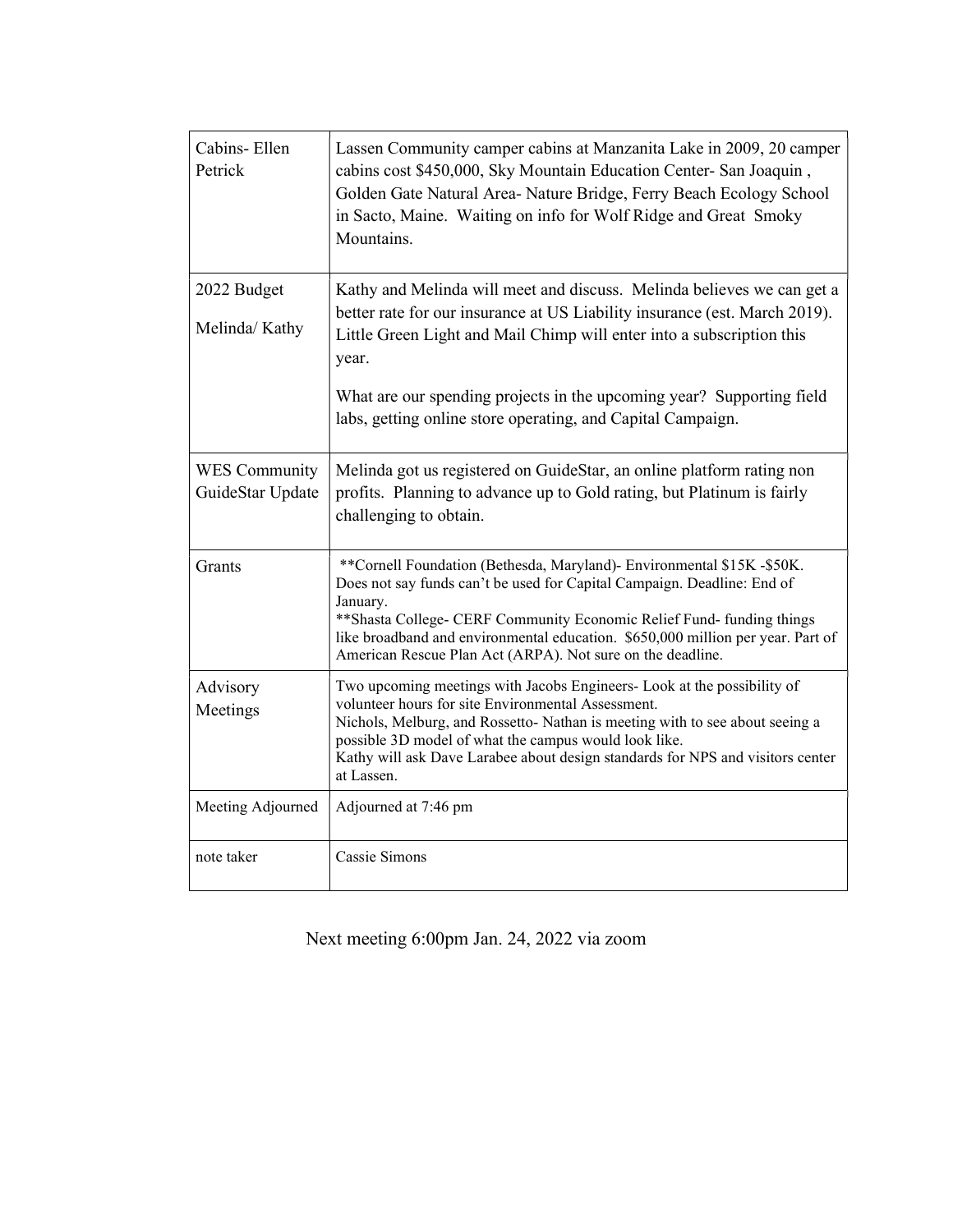| | |
|---|---|
| Cabins- Ellen Petrick | Lassen Community camper cabins at Manzanita Lake in 2009, 20 camper cabins cost $450,000, Sky Mountain Education Center- San Joaquin , Golden Gate Natural Area- Nature Bridge, Ferry Beach Ecology School in Sacto, Maine. Waiting on info for Wolf Ridge and Great Smoky Mountains. |
| 2022 Budget<br><br>Melinda/ Kathy | Kathy and Melinda will meet and discuss. Melinda believes we can get a better rate for our insurance at US Liability insurance (est. March 2019). Little Green Light and Mail Chimp will enter into a subscription this year.<br><br>What are our spending projects in the upcoming year? Supporting field labs, getting online store operating, and Capital Campaign. |
| WES Community GuideStar Update | Melinda got us registered on GuideStar, an online platform rating non profits. Planning to advance up to Gold rating, but Platinum is fairly challenging to obtain. |
| Grants | **Cornell Foundation (Bethesda, Maryland)- Environmental $15K -$50K. Does not say funds can't be used for Capital Campaign. Deadline: End of January.<br>**Shasta College- CERF Community Economic Relief Fund- funding things like broadband and environmental education. $650,000 million per year. Part of American Rescue Plan Act (ARPA). Not sure on the deadline. |
| Advisory Meetings | Two upcoming meetings with Jacobs Engineers- Look at the possibility of volunteer hours for site Environmental Assessment.<br>Nichols, Melburg, and Rossetto- Nathan is meeting with to see about seeing a possible 3D model of what the campus would look like.<br>Kathy will ask Dave Larabee about design standards for NPS and visitors center at Lassen. |
| Meeting Adjourned | Adjourned at 7:46 pm |
| note taker | Cassie Simons |

Next meeting 6:00pm Jan. 24, 2022 via zoom